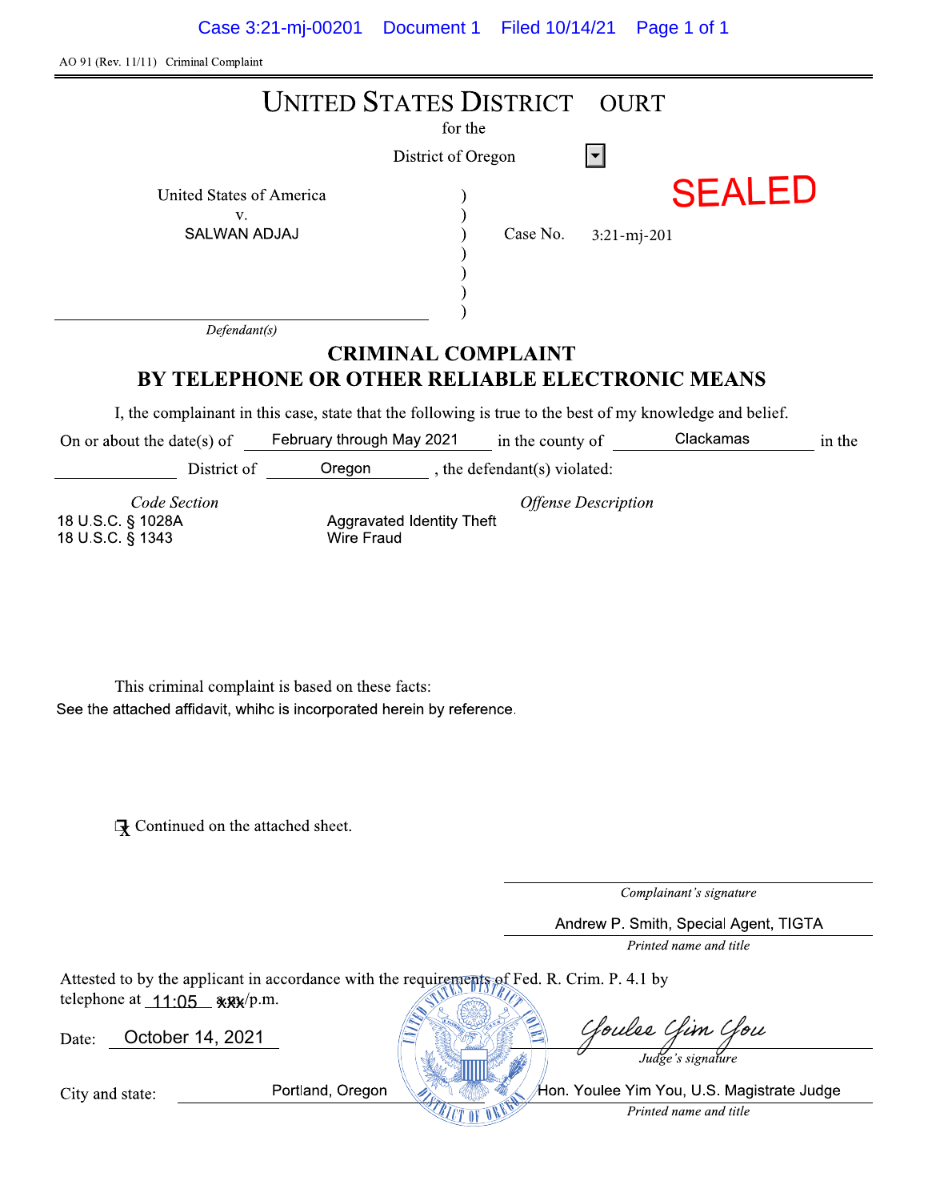AO 91 (Rev. 11/11) Criminal Complaint

# UNITED STATES DISTRICT OURT

for the

District of Oregon

SEALED

United States of America
v.
SALWAN ADJAJ

Case No. 3:21-mj-201

*Defendant(s)*

## CRIMINAL COMPLAINT BY TELEPHONE OR OTHER RELIABLE ELECTRONIC MEANS

I, the complainant in this case, state that the following is true to the best of my knowledge and belief.

On or about the date(s) of February through May 2021 in the county of Clackamas in the District of Oregon, the defendant(s) violated:

| *Code Section* | *Offense Description* |
| --- | --- |
| 18 U.S.C. § 1028A | Aggravated Identity Theft |
| 18 U.S.C. § 1343 | Wire Fraud |

This criminal complaint is based on these facts:
See the attached affidavit, whihc is incorporated herein by reference.

☒ Continued on the attached sheet.

*Complainant's signature*

Andrew P. Smith, Special Agent, TIGTA
*Printed name and title*

Attested to by the applicant in accordance with the requirements of Fed. R. Crim. P. 4.1 by telephone at 11:05 xxx/p.m.

Date: October 14, 2021

Youlee Yim You
*Judge's signature*

City and state: Portland, Oregon

Hon. Youlee Yim You, U.S. Magistrate Judge
*Printed name and title*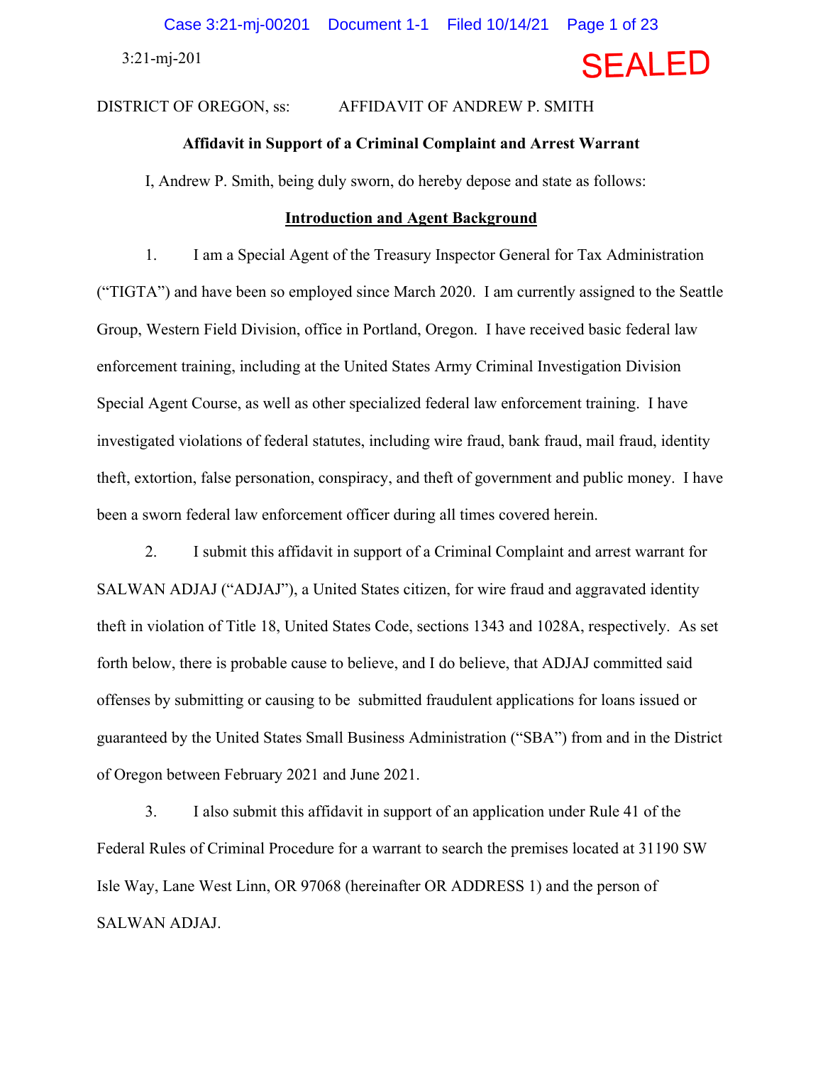3:21-mj-201

SEALED

DISTRICT OF OREGON, ss: AFFIDAVIT OF ANDREW P. SMITH

**Affidavit in Support of a Criminal Complaint and Arrest Warrant**

I, Andrew P. Smith, being duly sworn, do hereby depose and state as follows:

## Introduction and Agent Background

1. I am a Special Agent of the Treasury Inspector General for Tax Administration ("TIGTA") and have been so employed since March 2020. I am currently assigned to the Seattle Group, Western Field Division, office in Portland, Oregon. I have received basic federal law enforcement training, including at the United States Army Criminal Investigation Division Special Agent Course, as well as other specialized federal law enforcement training. I have investigated violations of federal statutes, including wire fraud, bank fraud, mail fraud, identity theft, extortion, false personation, conspiracy, and theft of government and public money. I have been a sworn federal law enforcement officer during all times covered herein.

2. I submit this affidavit in support of a Criminal Complaint and arrest warrant for SALWAN ADJAJ ("ADJAJ"), a United States citizen, for wire fraud and aggravated identity theft in violation of Title 18, United States Code, sections 1343 and 1028A, respectively. As set forth below, there is probable cause to believe, and I do believe, that ADJAJ committed said offenses by submitting or causing to be submitted fraudulent applications for loans issued or guaranteed by the United States Small Business Administration ("SBA") from and in the District of Oregon between February 2021 and June 2021.

3. I also submit this affidavit in support of an application under Rule 41 of the Federal Rules of Criminal Procedure for a warrant to search the premises located at 31190 SW Isle Way, Lane West Linn, OR 97068 (hereinafter OR ADDRESS 1) and the person of SALWAN ADJAJ.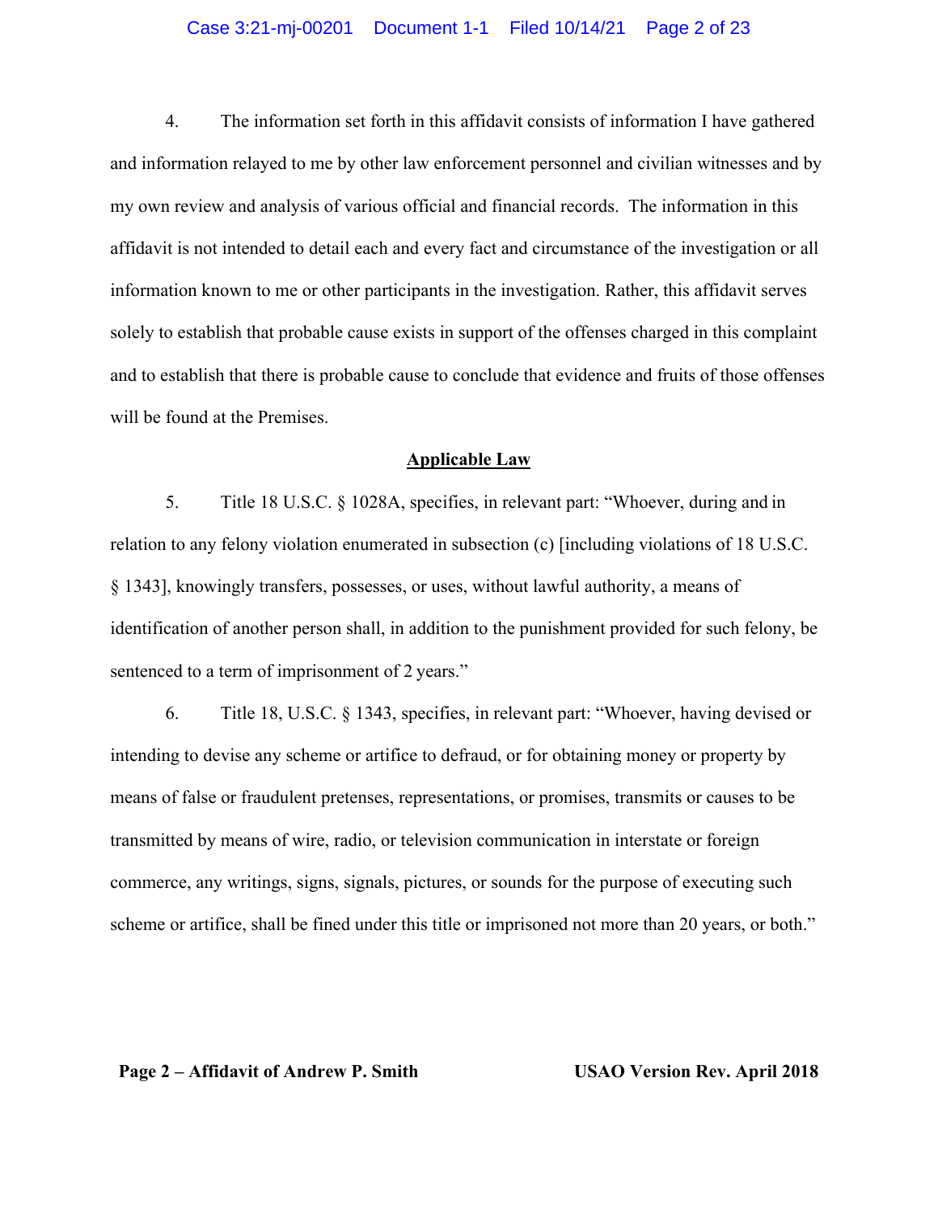4. The information set forth in this affidavit consists of information I have gathered and information relayed to me by other law enforcement personnel and civilian witnesses and by my own review and analysis of various official and financial records. The information in this affidavit is not intended to detail each and every fact and circumstance of the investigation or all information known to me or other participants in the investigation. Rather, this affidavit serves solely to establish that probable cause exists in support of the offenses charged in this complaint and to establish that there is probable cause to conclude that evidence and fruits of those offenses will be found at the Premises.

## Applicable Law

5. Title 18 U.S.C. § 1028A, specifies, in relevant part: "Whoever, during and in relation to any felony violation enumerated in subsection (c) [including violations of 18 U.S.C. § 1343], knowingly transfers, possesses, or uses, without lawful authority, a means of identification of another person shall, in addition to the punishment provided for such felony, be sentenced to a term of imprisonment of 2 years."

6. Title 18, U.S.C. § 1343, specifies, in relevant part: "Whoever, having devised or intending to devise any scheme or artifice to defraud, or for obtaining money or property by means of false or fraudulent pretenses, representations, or promises, transmits or causes to be transmitted by means of wire, radio, or television communication in interstate or foreign commerce, any writings, signs, signals, pictures, or sounds for the purpose of executing such scheme or artifice, shall be fined under this title or imprisoned not more than 20 years, or both."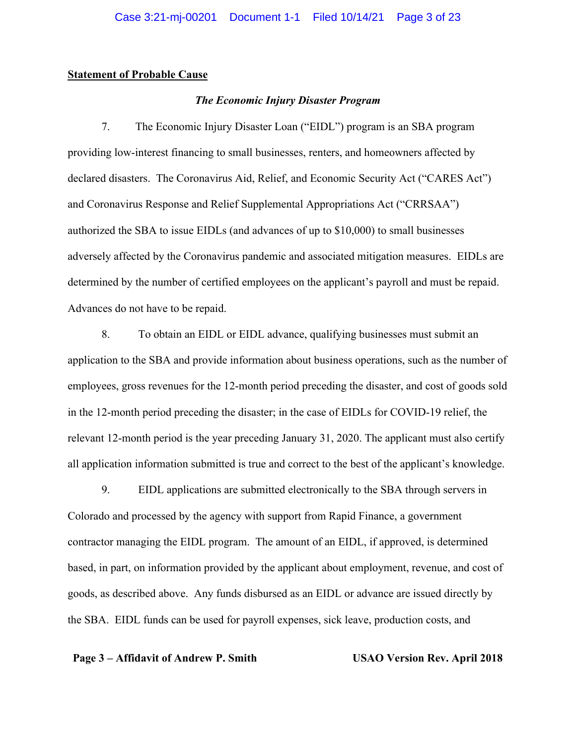**Statement of Probable Cause**

***The Economic Injury Disaster Program***

7. The Economic Injury Disaster Loan ("EIDL") program is an SBA program providing low-interest financing to small businesses, renters, and homeowners affected by declared disasters. The Coronavirus Aid, Relief, and Economic Security Act ("CARES Act") and Coronavirus Response and Relief Supplemental Appropriations Act ("CRRSAA") authorized the SBA to issue EIDLs (and advances of up to $10,000) to small businesses adversely affected by the Coronavirus pandemic and associated mitigation measures. EIDLs are determined by the number of certified employees on the applicant's payroll and must be repaid. Advances do not have to be repaid.

8. To obtain an EIDL or EIDL advance, qualifying businesses must submit an application to the SBA and provide information about business operations, such as the number of employees, gross revenues for the 12-month period preceding the disaster, and cost of goods sold in the 12-month period preceding the disaster; in the case of EIDLs for COVID-19 relief, the relevant 12-month period is the year preceding January 31, 2020. The applicant must also certify all application information submitted is true and correct to the best of the applicant's knowledge.

9. EIDL applications are submitted electronically to the SBA through servers in Colorado and processed by the agency with support from Rapid Finance, a government contractor managing the EIDL program. The amount of an EIDL, if approved, is determined based, in part, on information provided by the applicant about employment, revenue, and cost of goods, as described above. Any funds disbursed as an EIDL or advance are issued directly by the SBA. EIDL funds can be used for payroll expenses, sick leave, production costs, and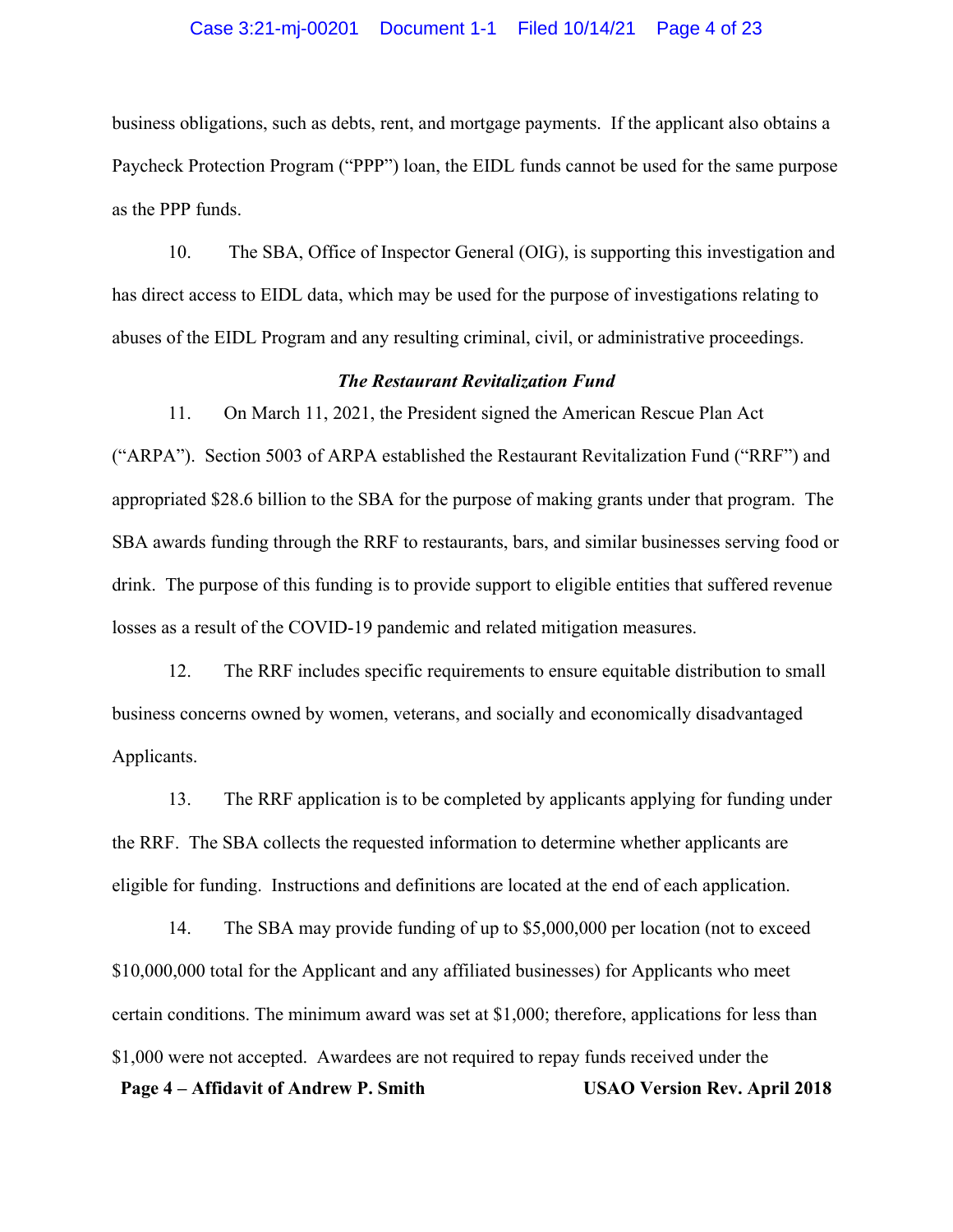business obligations, such as debts, rent, and mortgage payments. If the applicant also obtains a Paycheck Protection Program ("PPP") loan, the EIDL funds cannot be used for the same purpose as the PPP funds.

10. The SBA, Office of Inspector General (OIG), is supporting this investigation and has direct access to EIDL data, which may be used for the purpose of investigations relating to abuses of the EIDL Program and any resulting criminal, civil, or administrative proceedings.

### *The Restaurant Revitalization Fund*

11. On March 11, 2021, the President signed the American Rescue Plan Act ("ARPA"). Section 5003 of ARPA established the Restaurant Revitalization Fund ("RRF") and appropriated $28.6 billion to the SBA for the purpose of making grants under that program. The SBA awards funding through the RRF to restaurants, bars, and similar businesses serving food or drink. The purpose of this funding is to provide support to eligible entities that suffered revenue losses as a result of the COVID-19 pandemic and related mitigation measures.

12. The RRF includes specific requirements to ensure equitable distribution to small business concerns owned by women, veterans, and socially and economically disadvantaged Applicants.

13. The RRF application is to be completed by applicants applying for funding under the RRF. The SBA collects the requested information to determine whether applicants are eligible for funding. Instructions and definitions are located at the end of each application.

14. The SBA may provide funding of up to $5,000,000 per location (not to exceed $10,000,000 total for the Applicant and any affiliated businesses) for Applicants who meet certain conditions. The minimum award was set at $1,000; therefore, applications for less than $1,000 were not accepted. Awardees are not required to repay funds received under the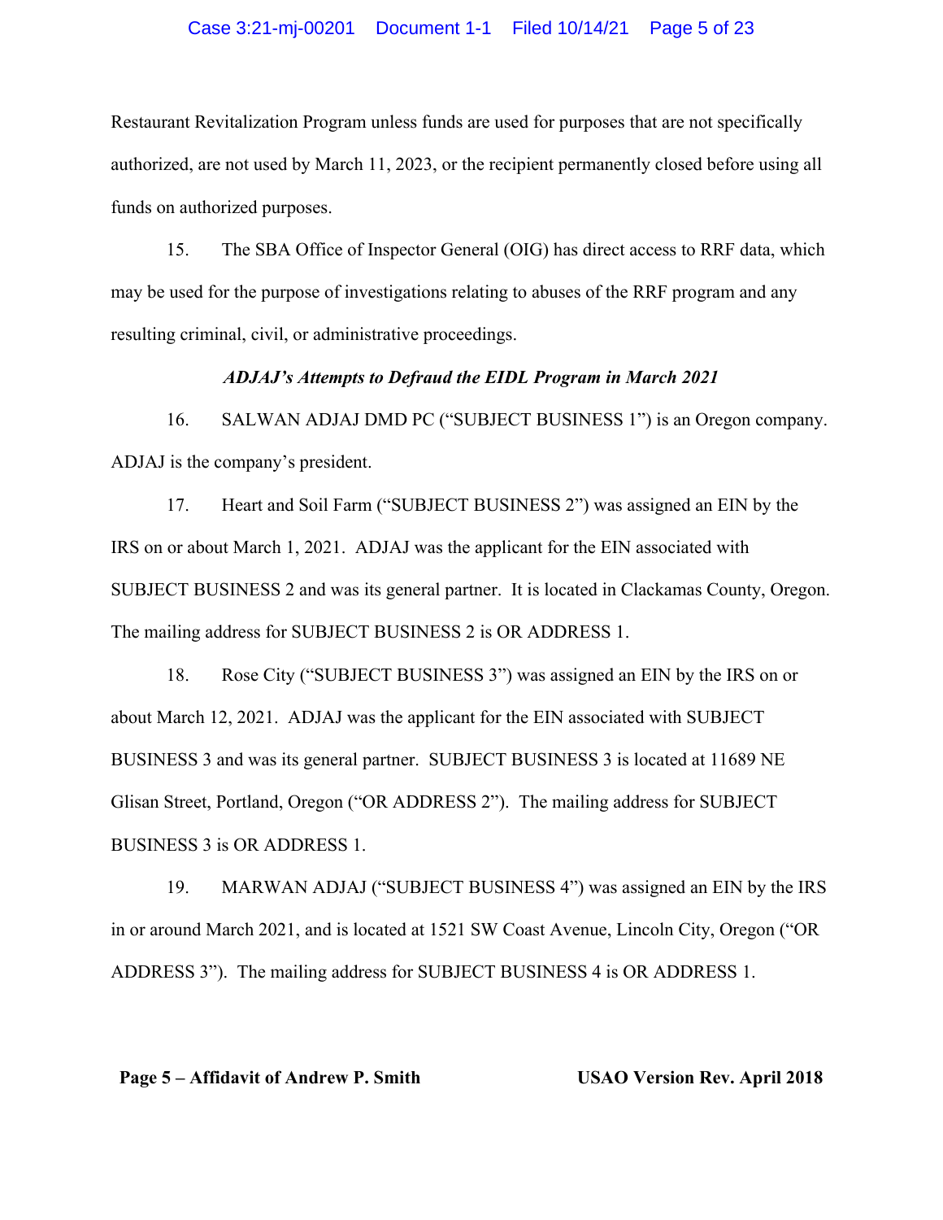Restaurant Revitalization Program unless funds are used for purposes that are not specifically authorized, are not used by March 11, 2023, or the recipient permanently closed before using all funds on authorized purposes.

15. The SBA Office of Inspector General (OIG) has direct access to RRF data, which may be used for the purpose of investigations relating to abuses of the RRF program and any resulting criminal, civil, or administrative proceedings.

***ADJAJ's Attempts to Defraud the EIDL Program in March 2021***

16. SALWAN ADJAJ DMD PC ("SUBJECT BUSINESS 1") is an Oregon company. ADJAJ is the company's president.

17. Heart and Soil Farm ("SUBJECT BUSINESS 2") was assigned an EIN by the IRS on or about March 1, 2021. ADJAJ was the applicant for the EIN associated with SUBJECT BUSINESS 2 and was its general partner. It is located in Clackamas County, Oregon. The mailing address for SUBJECT BUSINESS 2 is OR ADDRESS 1.

18. Rose City ("SUBJECT BUSINESS 3") was assigned an EIN by the IRS on or about March 12, 2021. ADJAJ was the applicant for the EIN associated with SUBJECT BUSINESS 3 and was its general partner. SUBJECT BUSINESS 3 is located at 11689 NE Glisan Street, Portland, Oregon ("OR ADDRESS 2"). The mailing address for SUBJECT BUSINESS 3 is OR ADDRESS 1.

19. MARWAN ADJAJ ("SUBJECT BUSINESS 4") was assigned an EIN by the IRS in or around March 2021, and is located at 1521 SW Coast Avenue, Lincoln City, Oregon ("OR ADDRESS 3"). The mailing address for SUBJECT BUSINESS 4 is OR ADDRESS 1.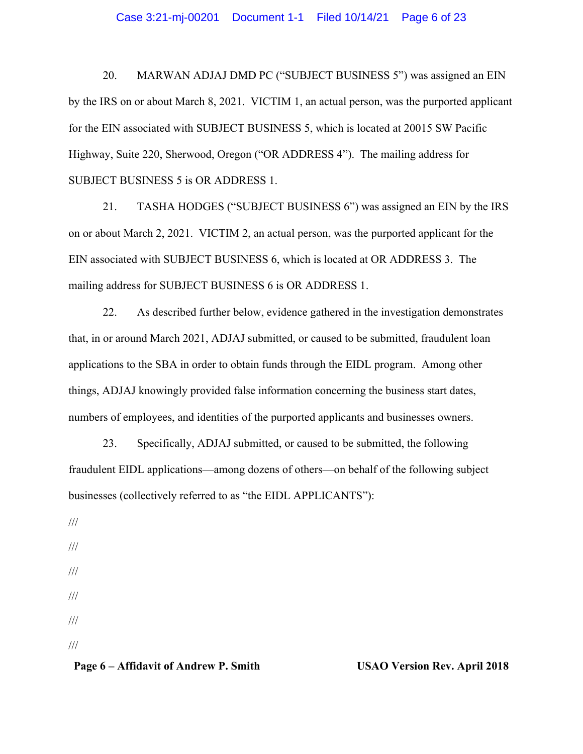20. MARWAN ADJAJ DMD PC ("SUBJECT BUSINESS 5") was assigned an EIN by the IRS on or about March 8, 2021. VICTIM 1, an actual person, was the purported applicant for the EIN associated with SUBJECT BUSINESS 5, which is located at 20015 SW Pacific Highway, Suite 220, Sherwood, Oregon ("OR ADDRESS 4"). The mailing address for SUBJECT BUSINESS 5 is OR ADDRESS 1.

21. TASHA HODGES ("SUBJECT BUSINESS 6") was assigned an EIN by the IRS on or about March 2, 2021. VICTIM 2, an actual person, was the purported applicant for the EIN associated with SUBJECT BUSINESS 6, which is located at OR ADDRESS 3. The mailing address for SUBJECT BUSINESS 6 is OR ADDRESS 1.

22. As described further below, evidence gathered in the investigation demonstrates that, in or around March 2021, ADJAJ submitted, or caused to be submitted, fraudulent loan applications to the SBA in order to obtain funds through the EIDL program. Among other things, ADJAJ knowingly provided false information concerning the business start dates, numbers of employees, and identities of the purported applicants and businesses owners.

23. Specifically, ADJAJ submitted, or caused to be submitted, the following fraudulent EIDL applications—among dozens of others—on behalf of the following subject businesses (collectively referred to as "the EIDL APPLICANTS"):

///

///

///

///

///

///

**Page 6 – Affidavit of Andrew P. Smith** **USAO Version Rev. April 2018**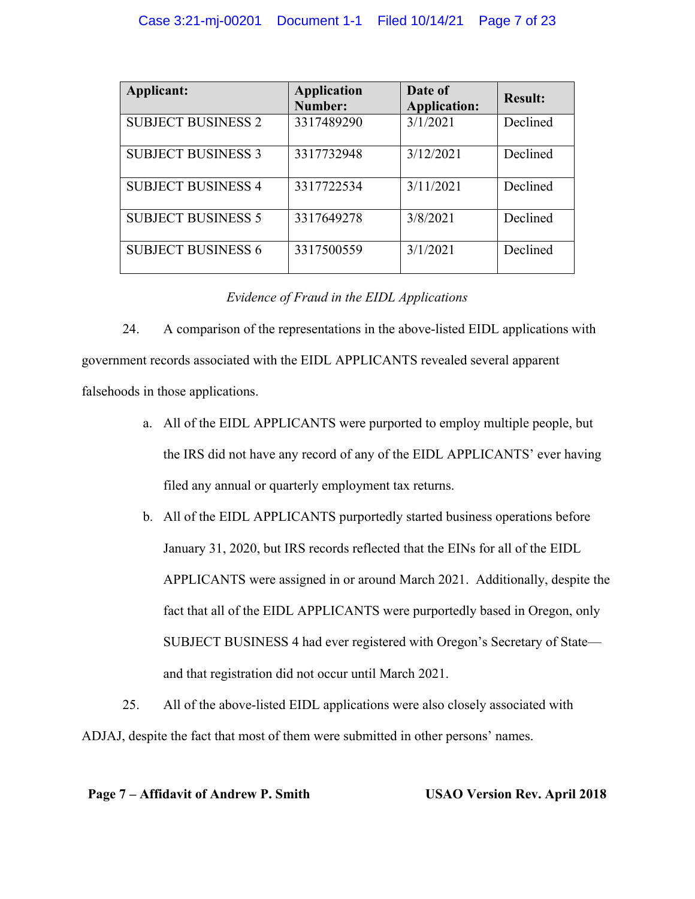| Applicant: | Application Number: | Date of Application: | Result: |
|---|---|---|---|
| SUBJECT BUSINESS 2 | 3317489290 | 3/1/2021 | Declined |
| SUBJECT BUSINESS 3 | 3317732948 | 3/12/2021 | Declined |
| SUBJECT BUSINESS 4 | 3317722534 | 3/11/2021 | Declined |
| SUBJECT BUSINESS 5 | 3317649278 | 3/8/2021 | Declined |
| SUBJECT BUSINESS 6 | 3317500559 | 3/1/2021 | Declined |

*Evidence of Fraud in the EIDL Applications*

24. A comparison of the representations in the above-listed EIDL applications with government records associated with the EIDL APPLICANTS revealed several apparent falsehoods in those applications.

a. All of the EIDL APPLICANTS were purported to employ multiple people, but the IRS did not have any record of any of the EIDL APPLICANTS' ever having filed any annual or quarterly employment tax returns.

b. All of the EIDL APPLICANTS purportedly started business operations before January 31, 2020, but IRS records reflected that the EINs for all of the EIDL APPLICANTS were assigned in or around March 2021. Additionally, despite the fact that all of the EIDL APPLICANTS were purportedly based in Oregon, only SUBJECT BUSINESS 4 had ever registered with Oregon's Secretary of State—and that registration did not occur until March 2021.

25. All of the above-listed EIDL applications were also closely associated with ADJAJ, despite the fact that most of them were submitted in other persons' names.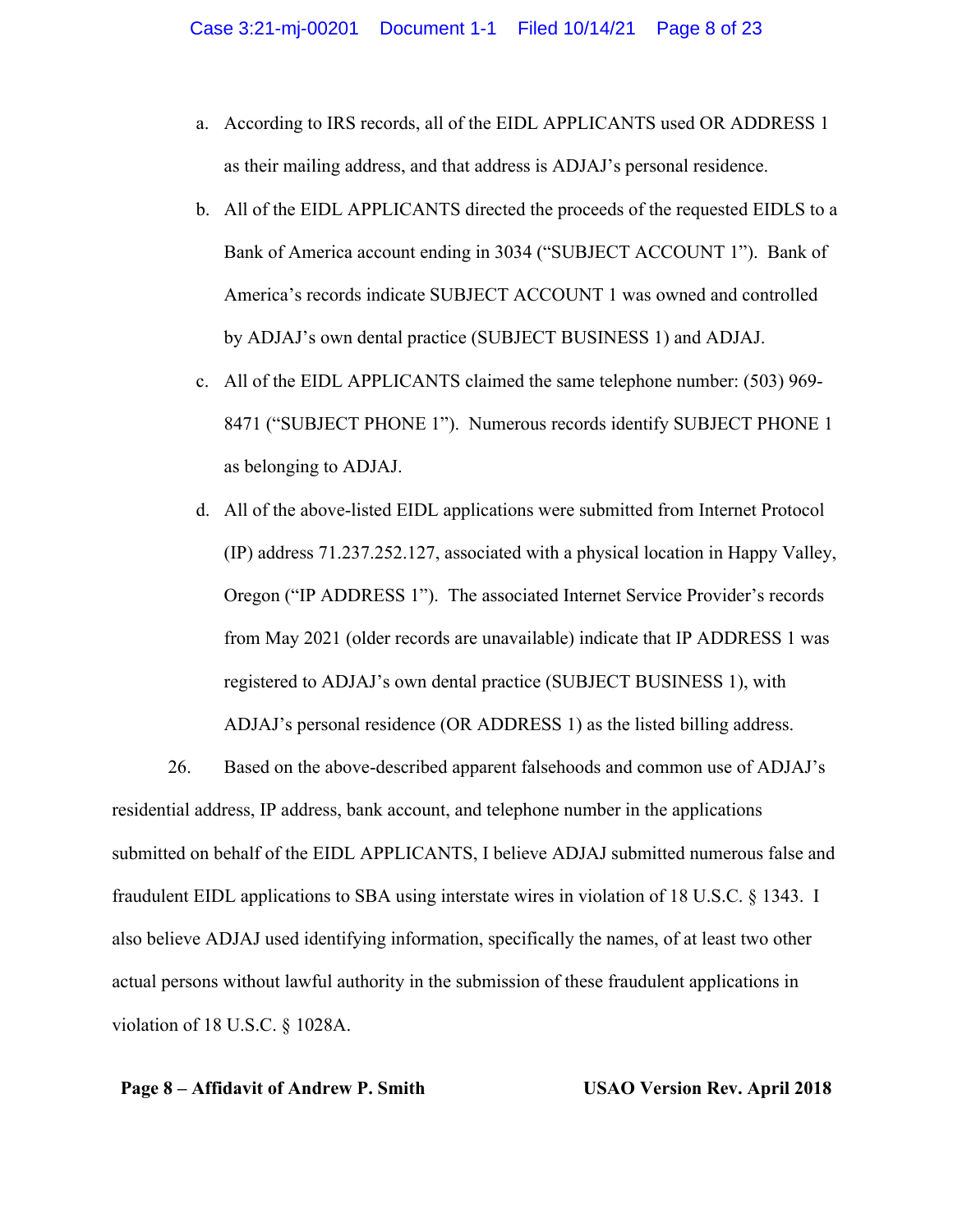a. According to IRS records, all of the EIDL APPLICANTS used OR ADDRESS 1 as their mailing address, and that address is ADJAJ's personal residence.

b. All of the EIDL APPLICANTS directed the proceeds of the requested EIDLS to a Bank of America account ending in 3034 ("SUBJECT ACCOUNT 1"). Bank of America's records indicate SUBJECT ACCOUNT 1 was owned and controlled by ADJAJ's own dental practice (SUBJECT BUSINESS 1) and ADJAJ.

c. All of the EIDL APPLICANTS claimed the same telephone number: (503) 969-8471 ("SUBJECT PHONE 1"). Numerous records identify SUBJECT PHONE 1 as belonging to ADJAJ.

d. All of the above-listed EIDL applications were submitted from Internet Protocol (IP) address 71.237.252.127, associated with a physical location in Happy Valley, Oregon ("IP ADDRESS 1"). The associated Internet Service Provider's records from May 2021 (older records are unavailable) indicate that IP ADDRESS 1 was registered to ADJAJ's own dental practice (SUBJECT BUSINESS 1), with ADJAJ's personal residence (OR ADDRESS 1) as the listed billing address.

26. Based on the above-described apparent falsehoods and common use of ADJAJ's residential address, IP address, bank account, and telephone number in the applications submitted on behalf of the EIDL APPLICANTS, I believe ADJAJ submitted numerous false and fraudulent EIDL applications to SBA using interstate wires in violation of 18 U.S.C. § 1343. I also believe ADJAJ used identifying information, specifically the names, of at least two other actual persons without lawful authority in the submission of these fraudulent applications in violation of 18 U.S.C. § 1028A.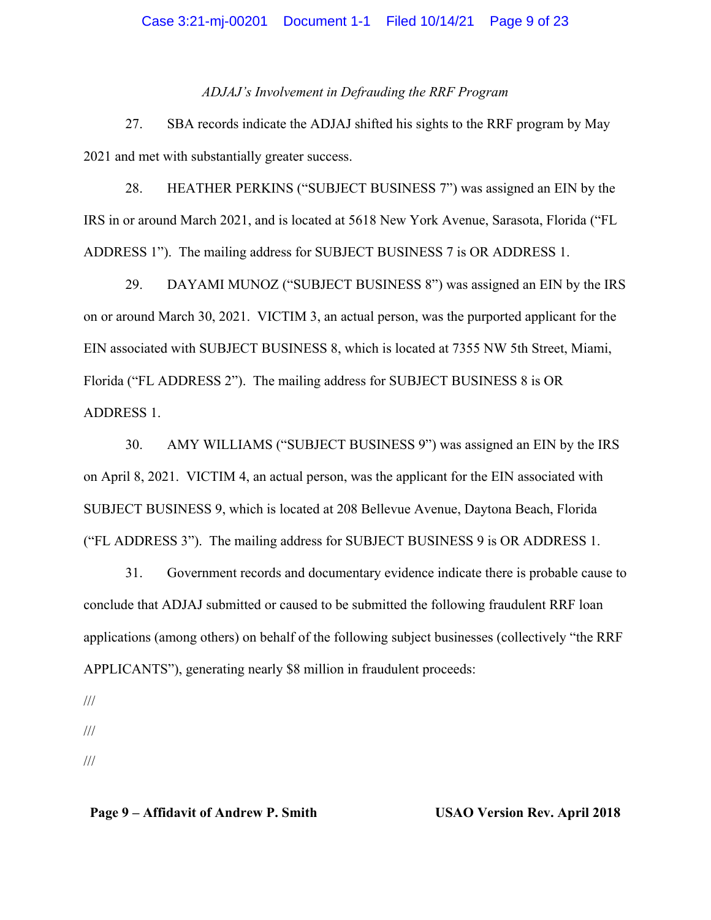*ADJAJ's Involvement in Defrauding the RRF Program*

27. SBA records indicate the ADJAJ shifted his sights to the RRF program by May 2021 and met with substantially greater success.

28. HEATHER PERKINS ("SUBJECT BUSINESS 7") was assigned an EIN by the IRS in or around March 2021, and is located at 5618 New York Avenue, Sarasota, Florida ("FL ADDRESS 1"). The mailing address for SUBJECT BUSINESS 7 is OR ADDRESS 1.

29. DAYAMI MUNOZ ("SUBJECT BUSINESS 8") was assigned an EIN by the IRS on or around March 30, 2021. VICTIM 3, an actual person, was the purported applicant for the EIN associated with SUBJECT BUSINESS 8, which is located at 7355 NW 5th Street, Miami, Florida ("FL ADDRESS 2"). The mailing address for SUBJECT BUSINESS 8 is OR ADDRESS 1.

30. AMY WILLIAMS ("SUBJECT BUSINESS 9") was assigned an EIN by the IRS on April 8, 2021. VICTIM 4, an actual person, was the applicant for the EIN associated with SUBJECT BUSINESS 9, which is located at 208 Bellevue Avenue, Daytona Beach, Florida ("FL ADDRESS 3"). The mailing address for SUBJECT BUSINESS 9 is OR ADDRESS 1.

31. Government records and documentary evidence indicate there is probable cause to conclude that ADJAJ submitted or caused to be submitted the following fraudulent RRF loan applications (among others) on behalf of the following subject businesses (collectively "the RRF APPLICANTS"), generating nearly $8 million in fraudulent proceeds:

///

///

///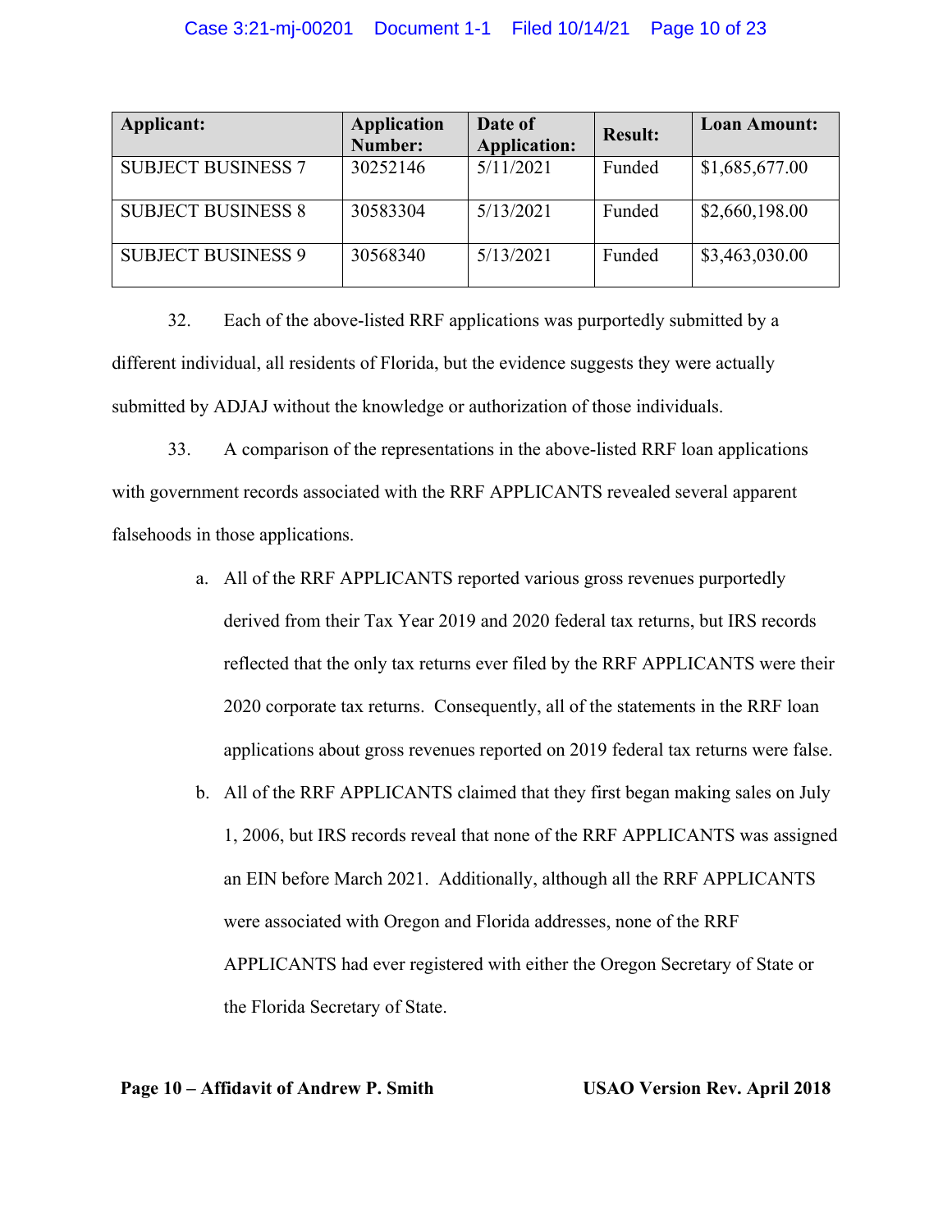| Applicant: | Application Number: | Date of Application: | Result: | Loan Amount: |
|---|---|---|---|---|
| SUBJECT BUSINESS 7 | 30252146 | 5/11/2021 | Funded | $1,685,677.00 |
| SUBJECT BUSINESS 8 | 30583304 | 5/13/2021 | Funded | $2,660,198.00 |
| SUBJECT BUSINESS 9 | 30568340 | 5/13/2021 | Funded | $3,463,030.00 |

32. Each of the above-listed RRF applications was purportedly submitted by a different individual, all residents of Florida, but the evidence suggests they were actually submitted by ADJAJ without the knowledge or authorization of those individuals.

33. A comparison of the representations in the above-listed RRF loan applications with government records associated with the RRF APPLICANTS revealed several apparent falsehoods in those applications.

a. All of the RRF APPLICANTS reported various gross revenues purportedly derived from their Tax Year 2019 and 2020 federal tax returns, but IRS records reflected that the only tax returns ever filed by the RRF APPLICANTS were their 2020 corporate tax returns. Consequently, all of the statements in the RRF loan applications about gross revenues reported on 2019 federal tax returns were false.

b. All of the RRF APPLICANTS claimed that they first began making sales on July 1, 2006, but IRS records reveal that none of the RRF APPLICANTS was assigned an EIN before March 2021. Additionally, although all the RRF APPLICANTS were associated with Oregon and Florida addresses, none of the RRF APPLICANTS had ever registered with either the Oregon Secretary of State or the Florida Secretary of State.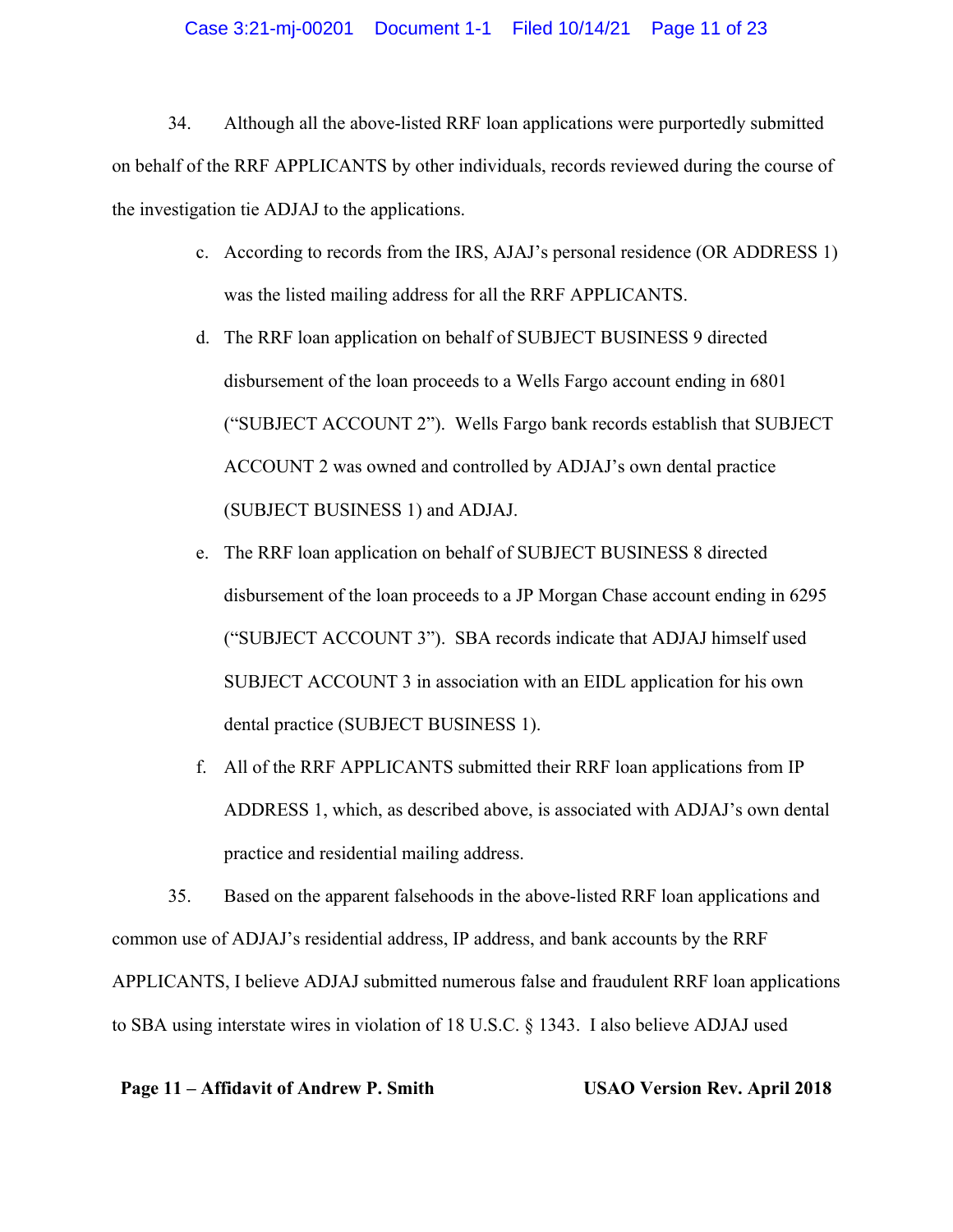34. Although all the above-listed RRF loan applications were purportedly submitted on behalf of the RRF APPLICANTS by other individuals, records reviewed during the course of the investigation tie ADJAJ to the applications.

c. According to records from the IRS, AJAJ's personal residence (OR ADDRESS 1) was the listed mailing address for all the RRF APPLICANTS.

d. The RRF loan application on behalf of SUBJECT BUSINESS 9 directed disbursement of the loan proceeds to a Wells Fargo account ending in 6801 ("SUBJECT ACCOUNT 2"). Wells Fargo bank records establish that SUBJECT ACCOUNT 2 was owned and controlled by ADJAJ's own dental practice (SUBJECT BUSINESS 1) and ADJAJ.

e. The RRF loan application on behalf of SUBJECT BUSINESS 8 directed disbursement of the loan proceeds to a JP Morgan Chase account ending in 6295 ("SUBJECT ACCOUNT 3"). SBA records indicate that ADJAJ himself used SUBJECT ACCOUNT 3 in association with an EIDL application for his own dental practice (SUBJECT BUSINESS 1).

f. All of the RRF APPLICANTS submitted their RRF loan applications from IP ADDRESS 1, which, as described above, is associated with ADJAJ's own dental practice and residential mailing address.

35. Based on the apparent falsehoods in the above-listed RRF loan applications and common use of ADJAJ's residential address, IP address, and bank accounts by the RRF APPLICANTS, I believe ADJAJ submitted numerous false and fraudulent RRF loan applications to SBA using interstate wires in violation of 18 U.S.C. § 1343. I also believe ADJAJ used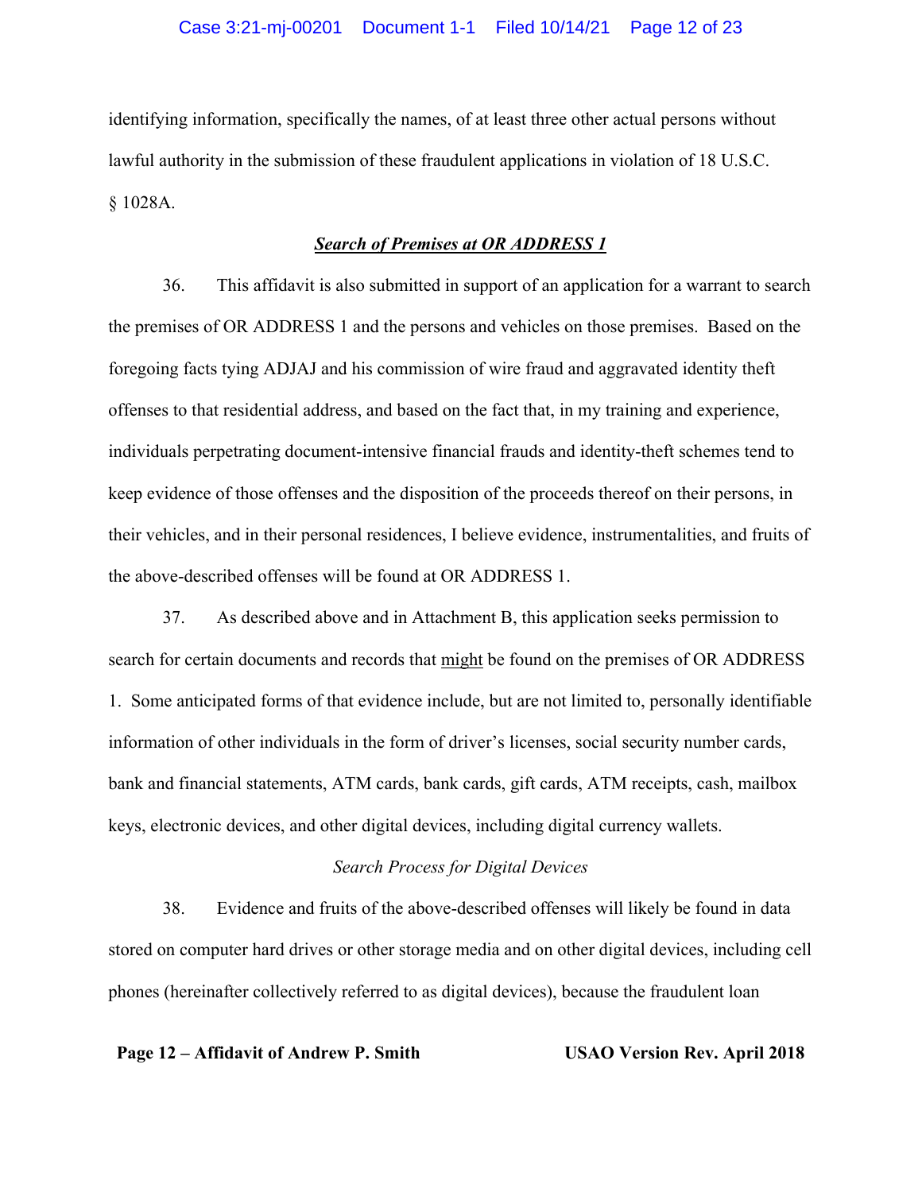identifying information, specifically the names, of at least three other actual persons without lawful authority in the submission of these fraudulent applications in violation of 18 U.S.C. § 1028A.

***Search of Premises at OR ADDRESS 1***

36. This affidavit is also submitted in support of an application for a warrant to search the premises of OR ADDRESS 1 and the persons and vehicles on those premises. Based on the foregoing facts tying ADJAJ and his commission of wire fraud and aggravated identity theft offenses to that residential address, and based on the fact that, in my training and experience, individuals perpetrating document-intensive financial frauds and identity-theft schemes tend to keep evidence of those offenses and the disposition of the proceeds thereof on their persons, in their vehicles, and in their personal residences, I believe evidence, instrumentalities, and fruits of the above-described offenses will be found at OR ADDRESS 1.

37. As described above and in Attachment B, this application seeks permission to search for certain documents and records that <u>might</u> be found on the premises of OR ADDRESS 1. Some anticipated forms of that evidence include, but are not limited to, personally identifiable information of other individuals in the form of driver's licenses, social security number cards, bank and financial statements, ATM cards, bank cards, gift cards, ATM receipts, cash, mailbox keys, electronic devices, and other digital devices, including digital currency wallets.

*Search Process for Digital Devices*

38. Evidence and fruits of the above-described offenses will likely be found in data stored on computer hard drives or other storage media and on other digital devices, including cell phones (hereinafter collectively referred to as digital devices), because the fraudulent loan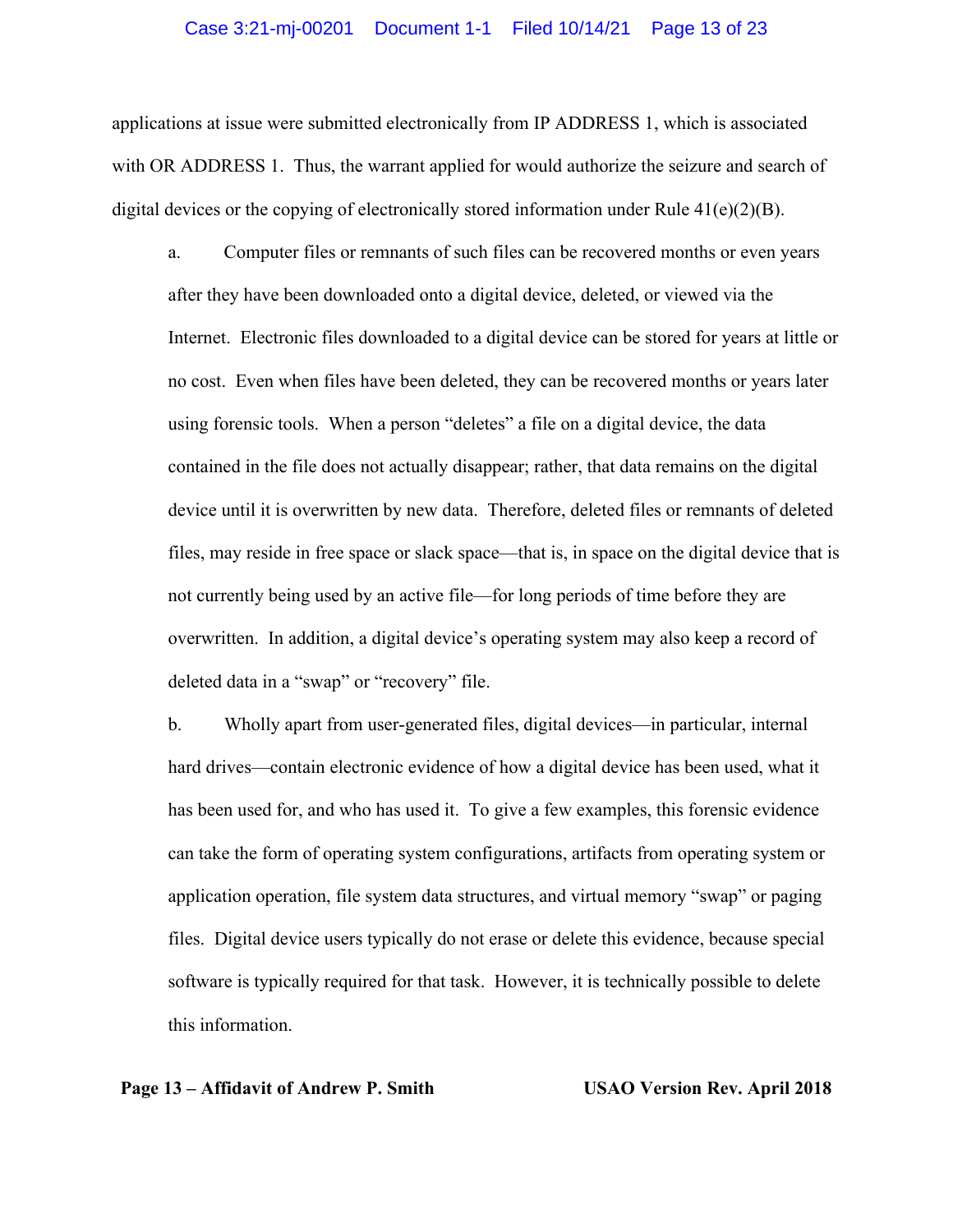applications at issue were submitted electronically from IP ADDRESS 1, which is associated with OR ADDRESS 1. Thus, the warrant applied for would authorize the seizure and search of digital devices or the copying of electronically stored information under Rule 41(e)(2)(B).

a. Computer files or remnants of such files can be recovered months or even years after they have been downloaded onto a digital device, deleted, or viewed via the Internet. Electronic files downloaded to a digital device can be stored for years at little or no cost. Even when files have been deleted, they can be recovered months or years later using forensic tools. When a person "deletes" a file on a digital device, the data contained in the file does not actually disappear; rather, that data remains on the digital device until it is overwritten by new data. Therefore, deleted files or remnants of deleted files, may reside in free space or slack space—that is, in space on the digital device that is not currently being used by an active file—for long periods of time before they are overwritten. In addition, a digital device's operating system may also keep a record of deleted data in a "swap" or "recovery" file.

b. Wholly apart from user-generated files, digital devices—in particular, internal hard drives—contain electronic evidence of how a digital device has been used, what it has been used for, and who has used it. To give a few examples, this forensic evidence can take the form of operating system configurations, artifacts from operating system or application operation, file system data structures, and virtual memory "swap" or paging files. Digital device users typically do not erase or delete this evidence, because special software is typically required for that task. However, it is technically possible to delete this information.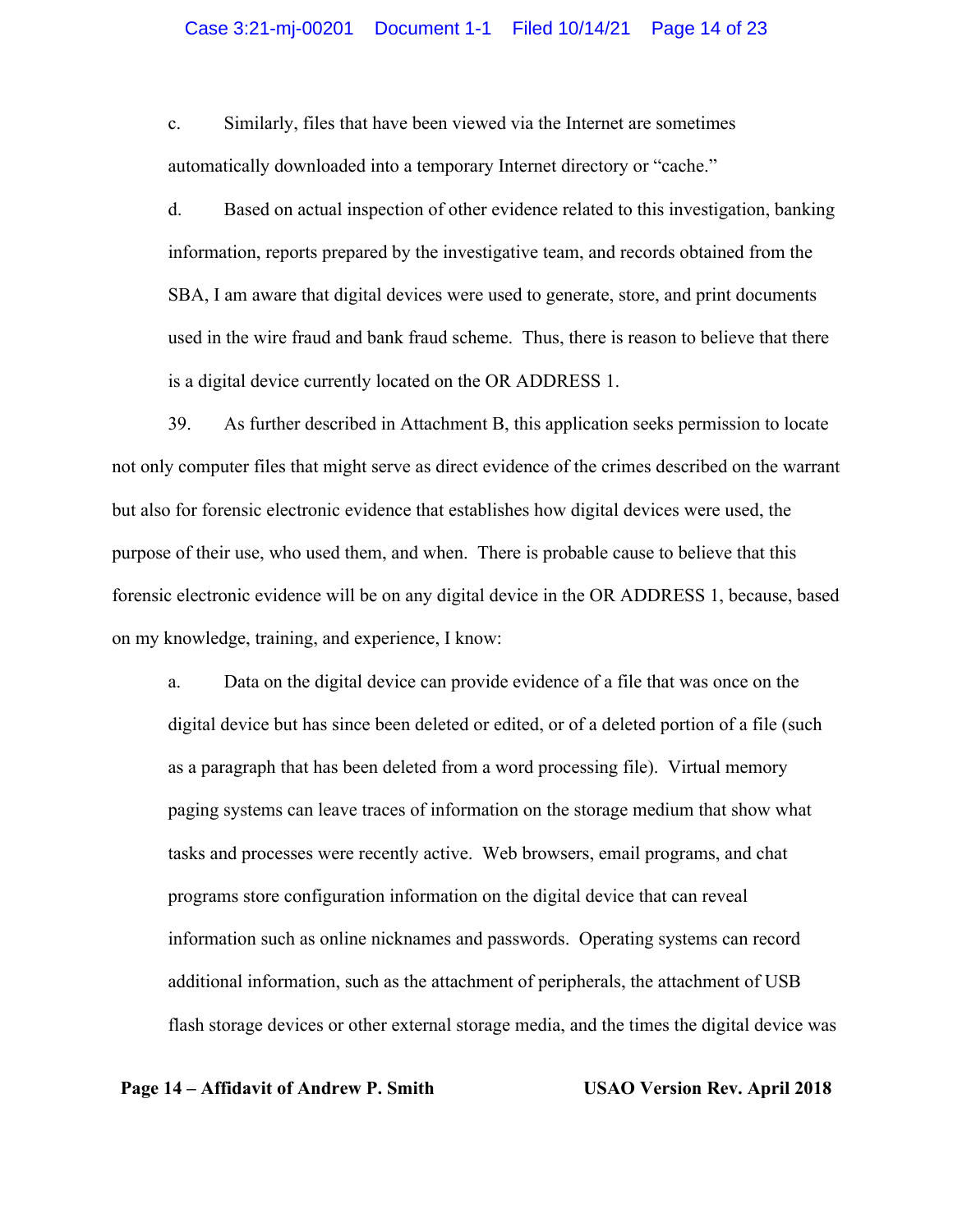c. Similarly, files that have been viewed via the Internet are sometimes automatically downloaded into a temporary Internet directory or "cache."

d. Based on actual inspection of other evidence related to this investigation, banking information, reports prepared by the investigative team, and records obtained from the SBA, I am aware that digital devices were used to generate, store, and print documents used in the wire fraud and bank fraud scheme. Thus, there is reason to believe that there is a digital device currently located on the OR ADDRESS 1.

39. As further described in Attachment B, this application seeks permission to locate not only computer files that might serve as direct evidence of the crimes described on the warrant but also for forensic electronic evidence that establishes how digital devices were used, the purpose of their use, who used them, and when. There is probable cause to believe that this forensic electronic evidence will be on any digital device in the OR ADDRESS 1, because, based on my knowledge, training, and experience, I know:

a. Data on the digital device can provide evidence of a file that was once on the digital device but has since been deleted or edited, or of a deleted portion of a file (such as a paragraph that has been deleted from a word processing file). Virtual memory paging systems can leave traces of information on the storage medium that show what tasks and processes were recently active. Web browsers, email programs, and chat programs store configuration information on the digital device that can reveal information such as online nicknames and passwords. Operating systems can record additional information, such as the attachment of peripherals, the attachment of USB flash storage devices or other external storage media, and the times the digital device was

**Page 14 – Affidavit of Andrew P. Smith** **USAO Version Rev. April 2018**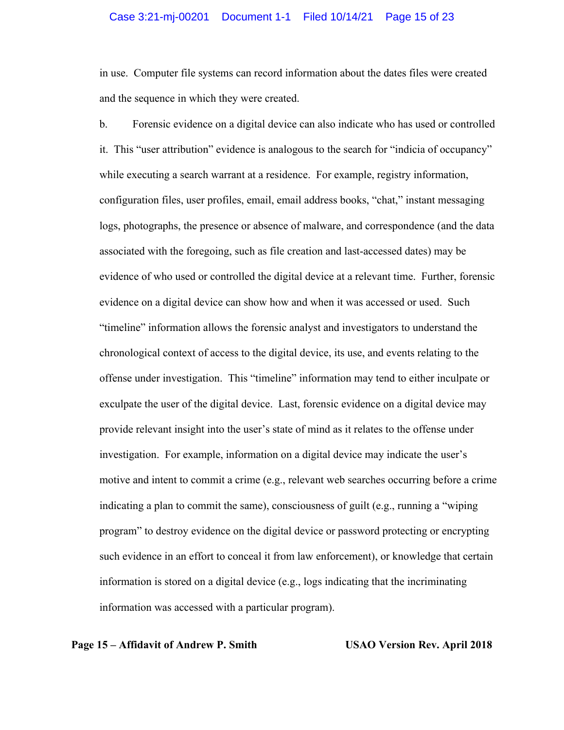in use. Computer file systems can record information about the dates files were created and the sequence in which they were created.

b. Forensic evidence on a digital device can also indicate who has used or controlled it. This "user attribution" evidence is analogous to the search for "indicia of occupancy" while executing a search warrant at a residence. For example, registry information, configuration files, user profiles, email, email address books, "chat," instant messaging logs, photographs, the presence or absence of malware, and correspondence (and the data associated with the foregoing, such as file creation and last-accessed dates) may be evidence of who used or controlled the digital device at a relevant time. Further, forensic evidence on a digital device can show how and when it was accessed or used. Such "timeline" information allows the forensic analyst and investigators to understand the chronological context of access to the digital device, its use, and events relating to the offense under investigation. This "timeline" information may tend to either inculpate or exculpate the user of the digital device. Last, forensic evidence on a digital device may provide relevant insight into the user's state of mind as it relates to the offense under investigation. For example, information on a digital device may indicate the user's motive and intent to commit a crime (e.g., relevant web searches occurring before a crime indicating a plan to commit the same), consciousness of guilt (e.g., running a "wiping program" to destroy evidence on the digital device or password protecting or encrypting such evidence in an effort to conceal it from law enforcement), or knowledge that certain information is stored on a digital device (e.g., logs indicating that the incriminating information was accessed with a particular program).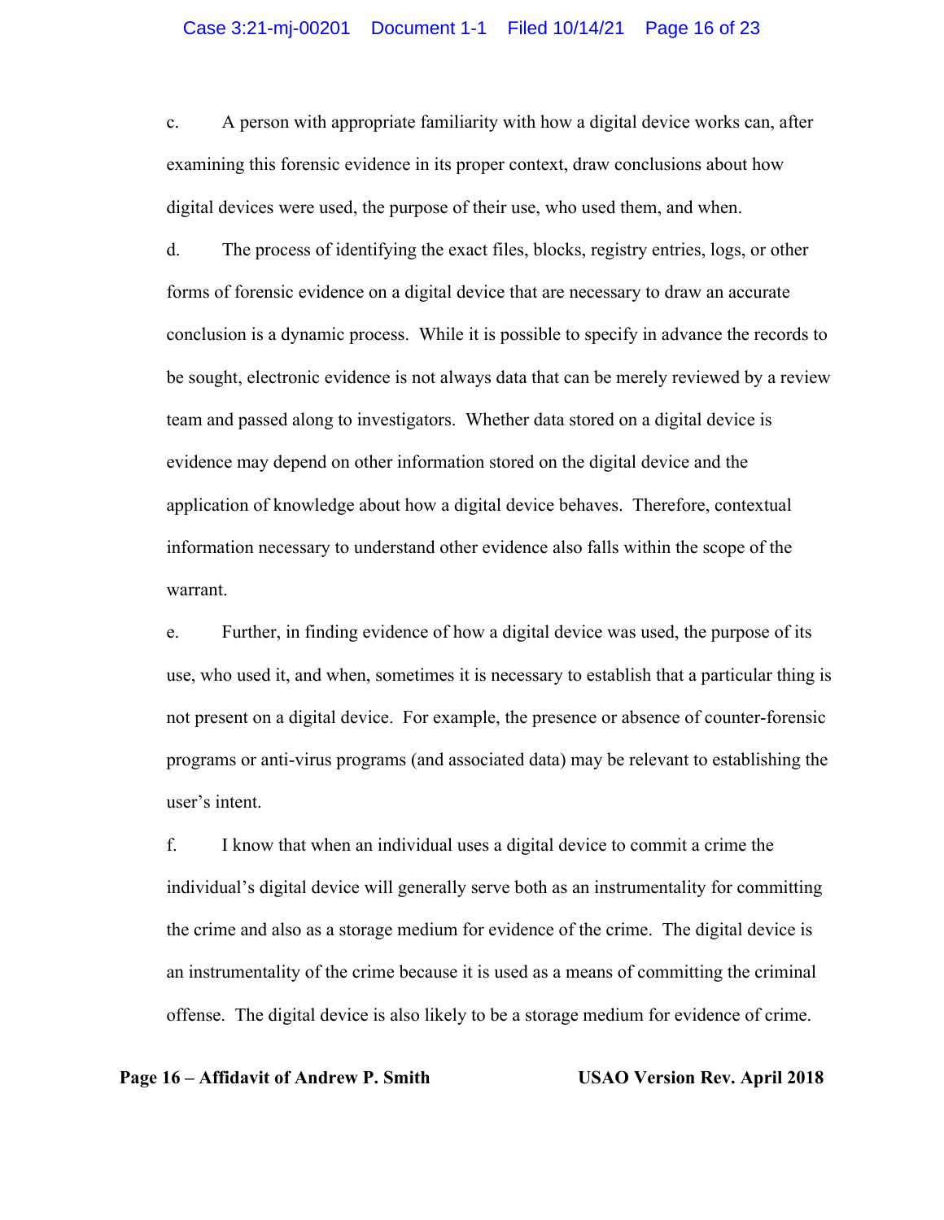c. A person with appropriate familiarity with how a digital device works can, after examining this forensic evidence in its proper context, draw conclusions about how digital devices were used, the purpose of their use, who used them, and when.

d. The process of identifying the exact files, blocks, registry entries, logs, or other forms of forensic evidence on a digital device that are necessary to draw an accurate conclusion is a dynamic process. While it is possible to specify in advance the records to be sought, electronic evidence is not always data that can be merely reviewed by a review team and passed along to investigators. Whether data stored on a digital device is evidence may depend on other information stored on the digital device and the application of knowledge about how a digital device behaves. Therefore, contextual information necessary to understand other evidence also falls within the scope of the warrant.

e. Further, in finding evidence of how a digital device was used, the purpose of its use, who used it, and when, sometimes it is necessary to establish that a particular thing is not present on a digital device. For example, the presence or absence of counter-forensic programs or anti-virus programs (and associated data) may be relevant to establishing the user's intent.

f. I know that when an individual uses a digital device to commit a crime the individual's digital device will generally serve both as an instrumentality for committing the crime and also as a storage medium for evidence of the crime. The digital device is an instrumentality of the crime because it is used as a means of committing the criminal offense. The digital device is also likely to be a storage medium for evidence of crime.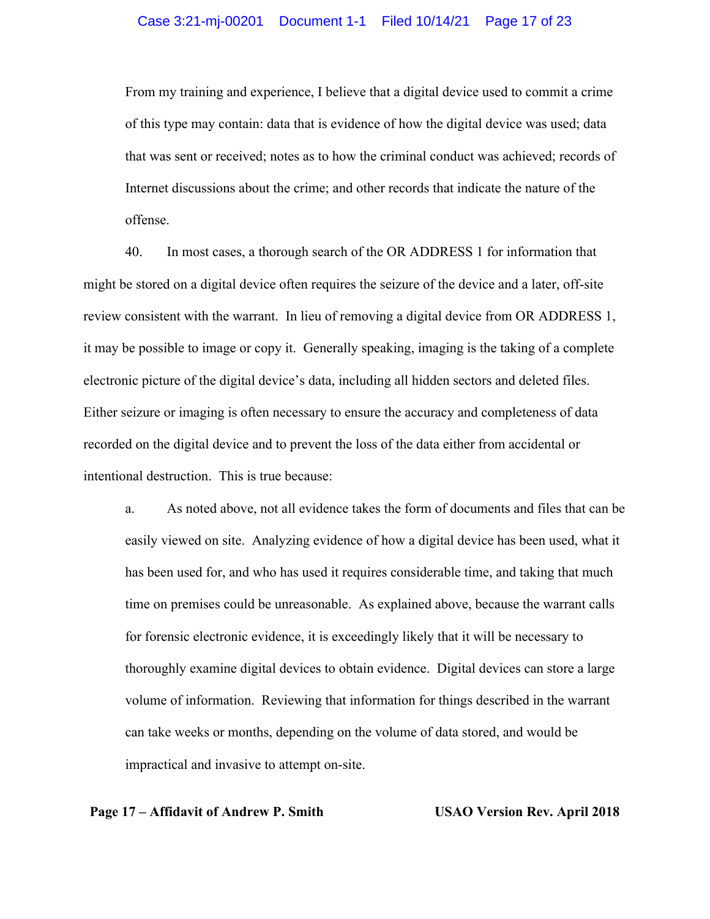From my training and experience, I believe that a digital device used to commit a crime of this type may contain: data that is evidence of how the digital device was used; data that was sent or received; notes as to how the criminal conduct was achieved; records of Internet discussions about the crime; and other records that indicate the nature of the offense.

40. In most cases, a thorough search of the OR ADDRESS 1 for information that might be stored on a digital device often requires the seizure of the device and a later, off-site review consistent with the warrant. In lieu of removing a digital device from OR ADDRESS 1, it may be possible to image or copy it. Generally speaking, imaging is the taking of a complete electronic picture of the digital device's data, including all hidden sectors and deleted files. Either seizure or imaging is often necessary to ensure the accuracy and completeness of data recorded on the digital device and to prevent the loss of the data either from accidental or intentional destruction. This is true because:

a. As noted above, not all evidence takes the form of documents and files that can be easily viewed on site. Analyzing evidence of how a digital device has been used, what it has been used for, and who has used it requires considerable time, and taking that much time on premises could be unreasonable. As explained above, because the warrant calls for forensic electronic evidence, it is exceedingly likely that it will be necessary to thoroughly examine digital devices to obtain evidence. Digital devices can store a large volume of information. Reviewing that information for things described in the warrant can take weeks or months, depending on the volume of data stored, and would be impractical and invasive to attempt on-site.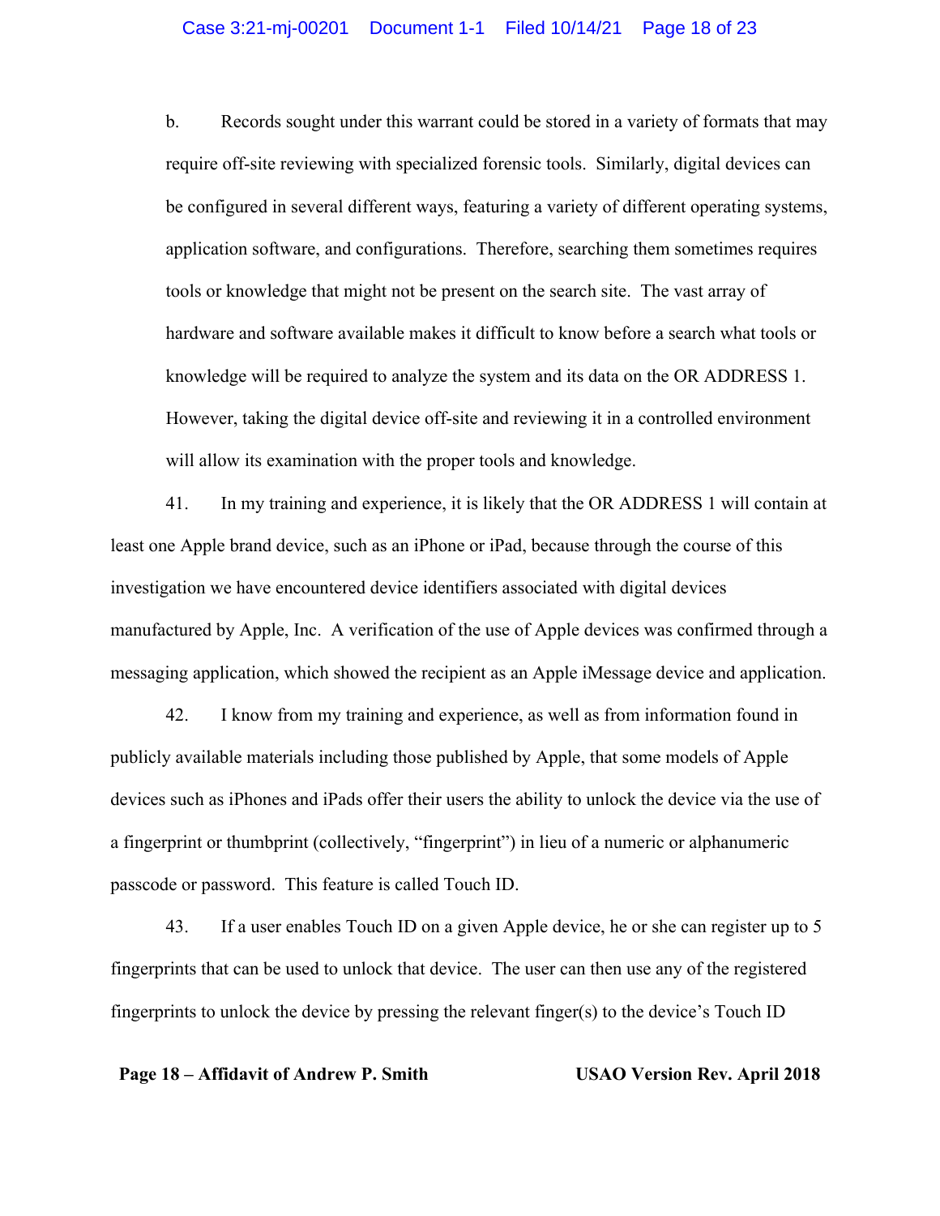b. Records sought under this warrant could be stored in a variety of formats that may require off-site reviewing with specialized forensic tools. Similarly, digital devices can be configured in several different ways, featuring a variety of different operating systems, application software, and configurations. Therefore, searching them sometimes requires tools or knowledge that might not be present on the search site. The vast array of hardware and software available makes it difficult to know before a search what tools or knowledge will be required to analyze the system and its data on the OR ADDRESS 1. However, taking the digital device off-site and reviewing it in a controlled environment will allow its examination with the proper tools and knowledge.

41. In my training and experience, it is likely that the OR ADDRESS 1 will contain at least one Apple brand device, such as an iPhone or iPad, because through the course of this investigation we have encountered device identifiers associated with digital devices manufactured by Apple, Inc. A verification of the use of Apple devices was confirmed through a messaging application, which showed the recipient as an Apple iMessage device and application.

42. I know from my training and experience, as well as from information found in publicly available materials including those published by Apple, that some models of Apple devices such as iPhones and iPads offer their users the ability to unlock the device via the use of a fingerprint or thumbprint (collectively, "fingerprint") in lieu of a numeric or alphanumeric passcode or password. This feature is called Touch ID.

43. If a user enables Touch ID on a given Apple device, he or she can register up to 5 fingerprints that can be used to unlock that device. The user can then use any of the registered fingerprints to unlock the device by pressing the relevant finger(s) to the device's Touch ID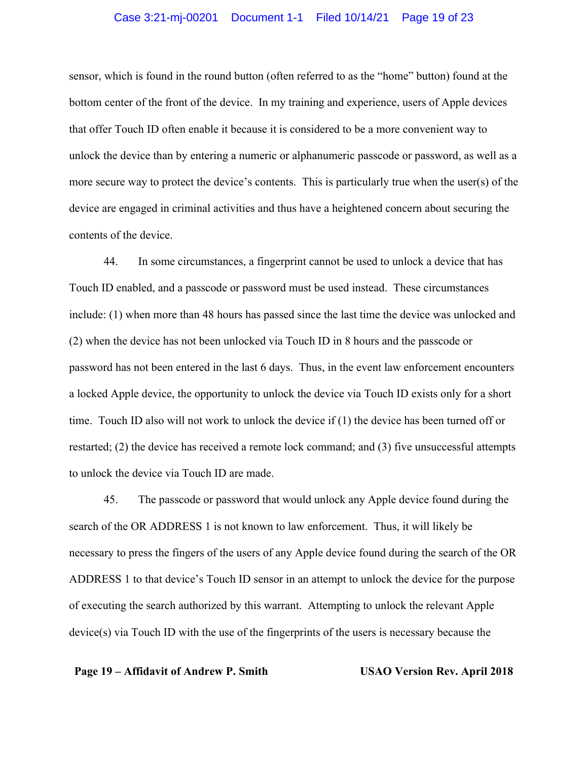sensor, which is found in the round button (often referred to as the "home" button) found at the bottom center of the front of the device. In my training and experience, users of Apple devices that offer Touch ID often enable it because it is considered to be a more convenient way to unlock the device than by entering a numeric or alphanumeric passcode or password, as well as a more secure way to protect the device's contents. This is particularly true when the user(s) of the device are engaged in criminal activities and thus have a heightened concern about securing the contents of the device.

44. In some circumstances, a fingerprint cannot be used to unlock a device that has Touch ID enabled, and a passcode or password must be used instead. These circumstances include: (1) when more than 48 hours has passed since the last time the device was unlocked and (2) when the device has not been unlocked via Touch ID in 8 hours and the passcode or password has not been entered in the last 6 days. Thus, in the event law enforcement encounters a locked Apple device, the opportunity to unlock the device via Touch ID exists only for a short time. Touch ID also will not work to unlock the device if (1) the device has been turned off or restarted; (2) the device has received a remote lock command; and (3) five unsuccessful attempts to unlock the device via Touch ID are made.

45. The passcode or password that would unlock any Apple device found during the search of the OR ADDRESS 1 is not known to law enforcement. Thus, it will likely be necessary to press the fingers of the users of any Apple device found during the search of the OR ADDRESS 1 to that device's Touch ID sensor in an attempt to unlock the device for the purpose of executing the search authorized by this warrant. Attempting to unlock the relevant Apple device(s) via Touch ID with the use of the fingerprints of the users is necessary because the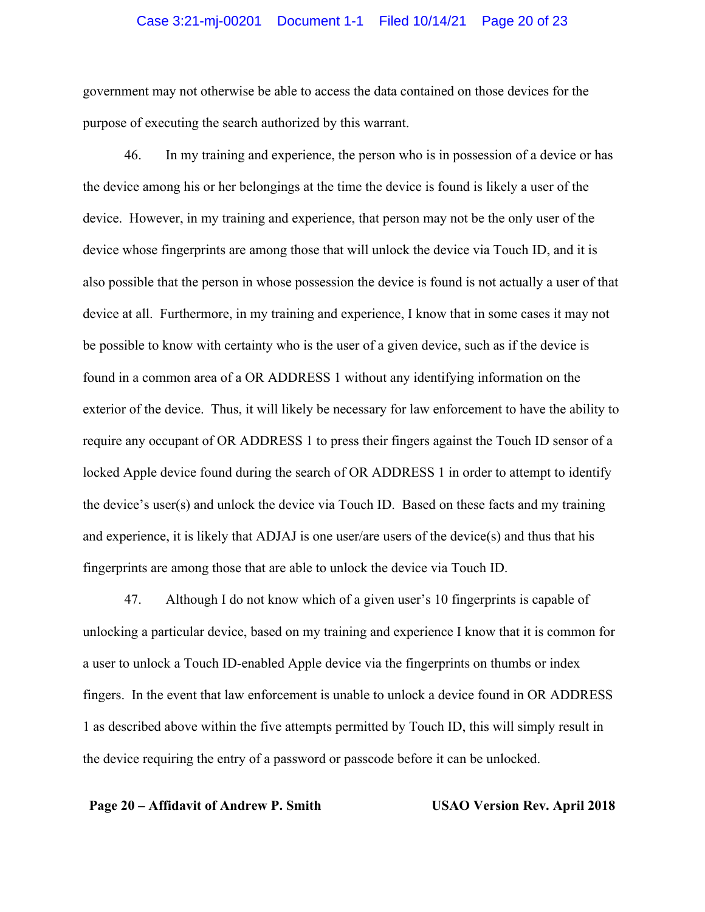government may not otherwise be able to access the data contained on those devices for the purpose of executing the search authorized by this warrant.

46. In my training and experience, the person who is in possession of a device or has the device among his or her belongings at the time the device is found is likely a user of the device. However, in my training and experience, that person may not be the only user of the device whose fingerprints are among those that will unlock the device via Touch ID, and it is also possible that the person in whose possession the device is found is not actually a user of that device at all. Furthermore, in my training and experience, I know that in some cases it may not be possible to know with certainty who is the user of a given device, such as if the device is found in a common area of a OR ADDRESS 1 without any identifying information on the exterior of the device. Thus, it will likely be necessary for law enforcement to have the ability to require any occupant of OR ADDRESS 1 to press their fingers against the Touch ID sensor of a locked Apple device found during the search of OR ADDRESS 1 in order to attempt to identify the device's user(s) and unlock the device via Touch ID. Based on these facts and my training and experience, it is likely that ADJAJ is one user/are users of the device(s) and thus that his fingerprints are among those that are able to unlock the device via Touch ID.

47. Although I do not know which of a given user's 10 fingerprints is capable of unlocking a particular device, based on my training and experience I know that it is common for a user to unlock a Touch ID-enabled Apple device via the fingerprints on thumbs or index fingers. In the event that law enforcement is unable to unlock a device found in OR ADDRESS 1 as described above within the five attempts permitted by Touch ID, this will simply result in the device requiring the entry of a password or passcode before it can be unlocked.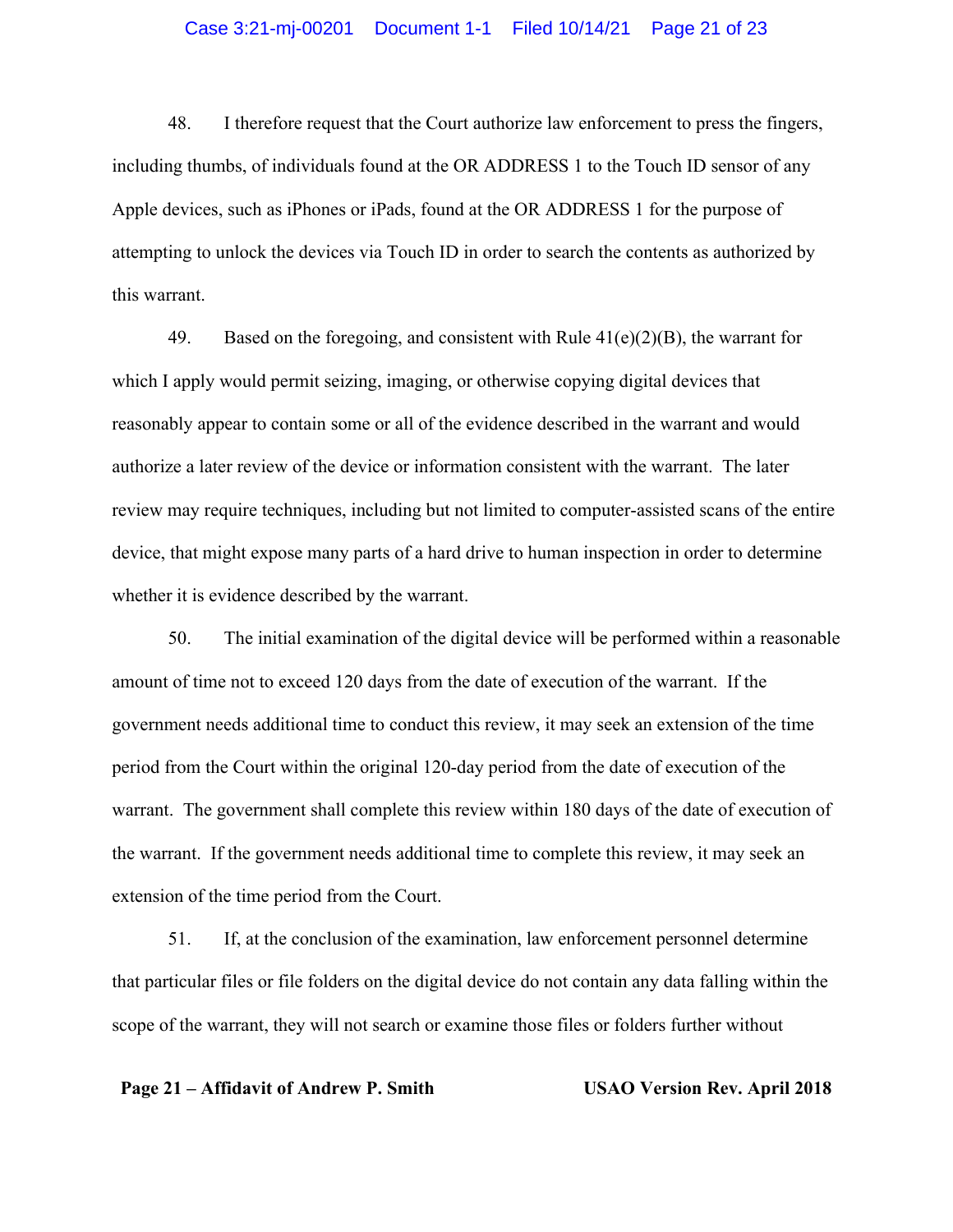48. I therefore request that the Court authorize law enforcement to press the fingers, including thumbs, of individuals found at the OR ADDRESS 1 to the Touch ID sensor of any Apple devices, such as iPhones or iPads, found at the OR ADDRESS 1 for the purpose of attempting to unlock the devices via Touch ID in order to search the contents as authorized by this warrant.

49. Based on the foregoing, and consistent with Rule 41(e)(2)(B), the warrant for which I apply would permit seizing, imaging, or otherwise copying digital devices that reasonably appear to contain some or all of the evidence described in the warrant and would authorize a later review of the device or information consistent with the warrant. The later review may require techniques, including but not limited to computer-assisted scans of the entire device, that might expose many parts of a hard drive to human inspection in order to determine whether it is evidence described by the warrant.

50. The initial examination of the digital device will be performed within a reasonable amount of time not to exceed 120 days from the date of execution of the warrant. If the government needs additional time to conduct this review, it may seek an extension of the time period from the Court within the original 120-day period from the date of execution of the warrant. The government shall complete this review within 180 days of the date of execution of the warrant. If the government needs additional time to complete this review, it may seek an extension of the time period from the Court.

51. If, at the conclusion of the examination, law enforcement personnel determine that particular files or file folders on the digital device do not contain any data falling within the scope of the warrant, they will not search or examine those files or folders further without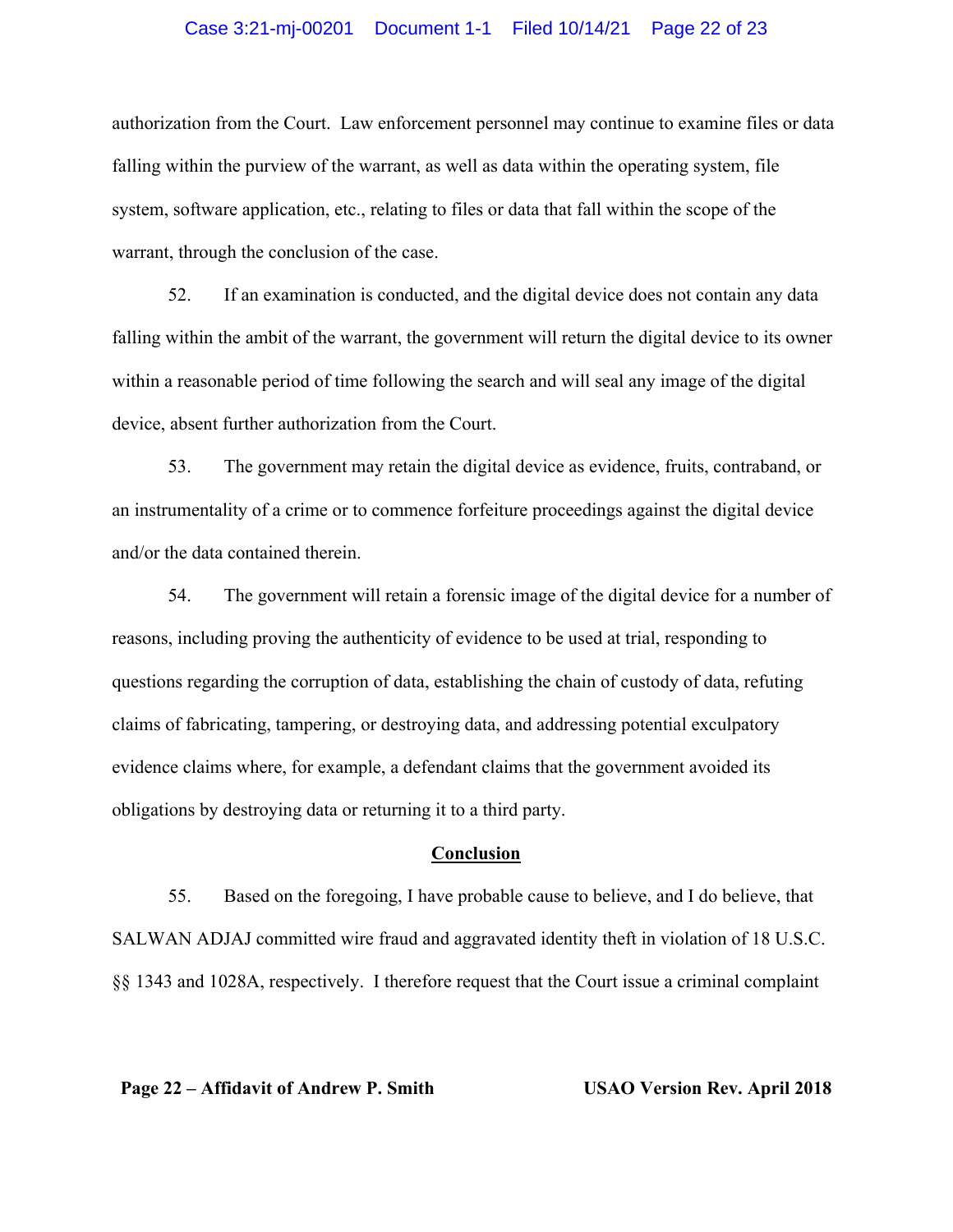authorization from the Court. Law enforcement personnel may continue to examine files or data falling within the purview of the warrant, as well as data within the operating system, file system, software application, etc., relating to files or data that fall within the scope of the warrant, through the conclusion of the case.

52. If an examination is conducted, and the digital device does not contain any data falling within the ambit of the warrant, the government will return the digital device to its owner within a reasonable period of time following the search and will seal any image of the digital device, absent further authorization from the Court.

53. The government may retain the digital device as evidence, fruits, contraband, or an instrumentality of a crime or to commence forfeiture proceedings against the digital device and/or the data contained therein.

54. The government will retain a forensic image of the digital device for a number of reasons, including proving the authenticity of evidence to be used at trial, responding to questions regarding the corruption of data, establishing the chain of custody of data, refuting claims of fabricating, tampering, or destroying data, and addressing potential exculpatory evidence claims where, for example, a defendant claims that the government avoided its obligations by destroying data or returning it to a third party.

## Conclusion

55. Based on the foregoing, I have probable cause to believe, and I do believe, that SALWAN ADJAJ committed wire fraud and aggravated identity theft in violation of 18 U.S.C. §§ 1343 and 1028A, respectively. I therefore request that the Court issue a criminal complaint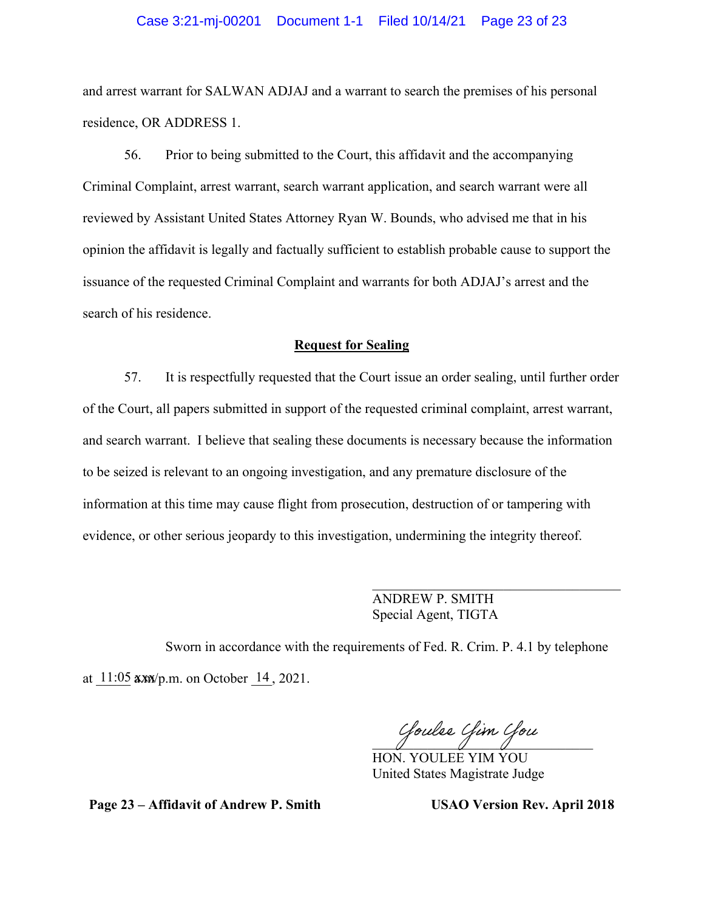and arrest warrant for SALWAN ADJAJ and a warrant to search the premises of his personal residence, OR ADDRESS 1.

56. Prior to being submitted to the Court, this affidavit and the accompanying Criminal Complaint, arrest warrant, search warrant application, and search warrant were all reviewed by Assistant United States Attorney Ryan W. Bounds, who advised me that in his opinion the affidavit is legally and factually sufficient to establish probable cause to support the issuance of the requested Criminal Complaint and warrants for both ADJAJ's arrest and the search of his residence.

**Request for Sealing**

57. It is respectfully requested that the Court issue an order sealing, until further order of the Court, all papers submitted in support of the requested criminal complaint, arrest warrant, and search warrant. I believe that sealing these documents is necessary because the information to be seized is relevant to an ongoing investigation, and any premature disclosure of the information at this time may cause flight from prosecution, destruction of or tampering with evidence, or other serious jeopardy to this investigation, undermining the integrity thereof.

ANDREW P. SMITH
Special Agent, TIGTA

Sworn in accordance with the requirements of Fed. R. Crim. P. 4.1 by telephone at 11:05 a.m./p.m. on October 14, 2021.

*Youlee Yim You*
HON. YOULEE YIM YOU
United States Magistrate Judge